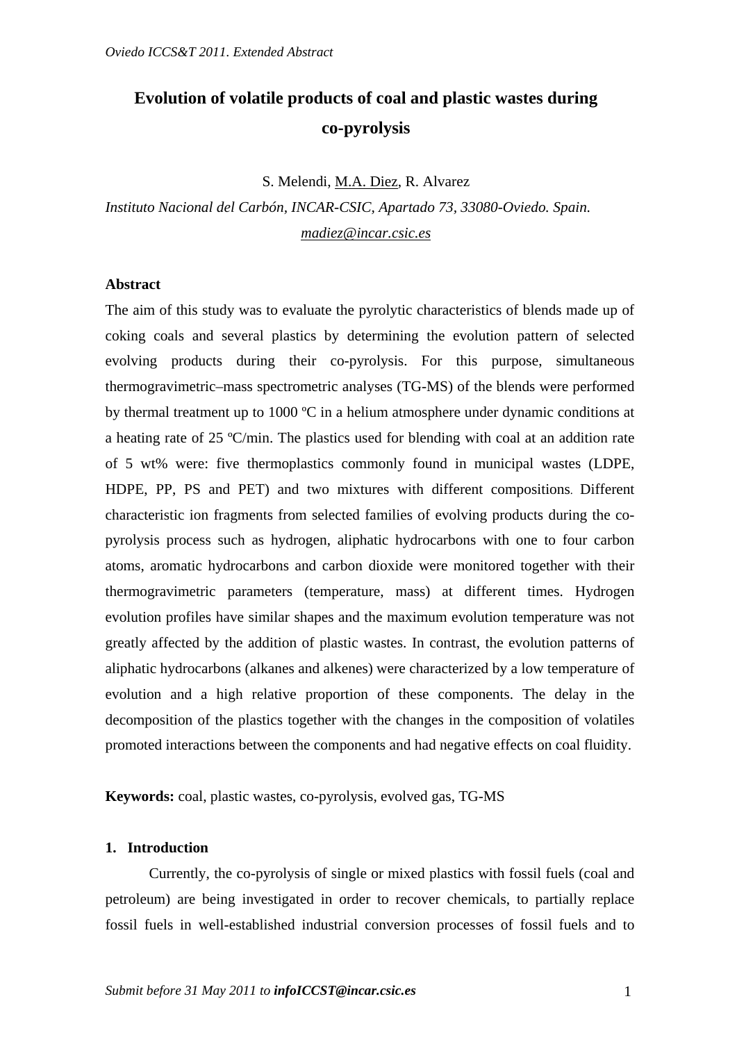# Evolution of volatile products of coal and plastic wastes during co-pyrolysis

S. Melendi, M.A. Diez, R. Alvarez

*Instituto Nacional del Carbón, INCAR-CSIC, Apartado 73, 33080-Oviedo. Spain.*
*madiez@incar.csic.es*

**Abstract**

The aim of this study was to evaluate the pyrolytic characteristics of blends made up of coking coals and several plastics by determining the evolution pattern of selected evolving products during their co-pyrolysis. For this purpose, simultaneous thermogravimetric–mass spectrometric analyses (TG-MS) of the blends were performed by thermal treatment up to 1000 ºC in a helium atmosphere under dynamic conditions at a heating rate of 25 ºC/min. The plastics used for blending with coal at an addition rate of 5 wt% were: five thermoplastics commonly found in municipal wastes (LDPE, HDPE, PP, PS and PET) and two mixtures with different compositions. Different characteristic ion fragments from selected families of evolving products during the co-pyrolysis process such as hydrogen, aliphatic hydrocarbons with one to four carbon atoms, aromatic hydrocarbons and carbon dioxide were monitored together with their thermogravimetric parameters (temperature, mass) at different times. Hydrogen evolution profiles have similar shapes and the maximum evolution temperature was not greatly affected by the addition of plastic wastes. In contrast, the evolution patterns of aliphatic hydrocarbons (alkanes and alkenes) were characterized by a low temperature of evolution and a high relative proportion of these components. The delay in the decomposition of the plastics together with the changes in the composition of volatiles promoted interactions between the components and had negative effects on coal fluidity.

**Keywords:** coal, plastic wastes, co-pyrolysis, evolved gas, TG-MS

## 1. Introduction

Currently, the co-pyrolysis of single or mixed plastics with fossil fuels (coal and petroleum) are being investigated in order to recover chemicals, to partially replace fossil fuels in well-established industrial conversion processes of fossil fuels and to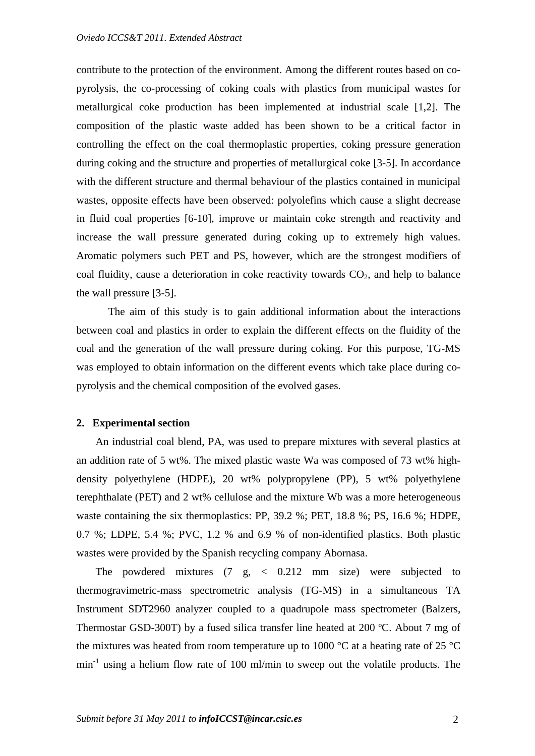contribute to the protection of the environment. Among the different routes based on co-pyrolysis, the co-processing of coking coals with plastics from municipal wastes for metallurgical coke production has been implemented at industrial scale [1,2]. The composition of the plastic waste added has been shown to be a critical factor in controlling the effect on the coal thermoplastic properties, coking pressure generation during coking and the structure and properties of metallurgical coke [3-5]. In accordance with the different structure and thermal behaviour of the plastics contained in municipal wastes, opposite effects have been observed: polyolefins which cause a slight decrease in fluid coal properties [6-10], improve or maintain coke strength and reactivity and increase the wall pressure generated during coking up to extremely high values. Aromatic polymers such PET and PS, however, which are the strongest modifiers of coal fluidity, cause a deterioration in coke reactivity towards $CO_2$, and help to balance the wall pressure [3-5].

The aim of this study is to gain additional information about the interactions between coal and plastics in order to explain the different effects on the fluidity of the coal and the generation of the wall pressure during coking. For this purpose, TG-MS was employed to obtain information on the different events which take place during co-pyrolysis and the chemical composition of the evolved gases.

## 2. Experimental section

An industrial coal blend, PA, was used to prepare mixtures with several plastics at an addition rate of 5 wt%. The mixed plastic waste Wa was composed of 73 wt% high-density polyethylene (HDPE), 20 wt% polypropylene (PP), 5 wt% polyethylene terephthalate (PET) and 2 wt% cellulose and the mixture Wb was a more heterogeneous waste containing the six thermoplastics: PP, 39.2 %; PET, 18.8 %; PS, 16.6 %; HDPE, 0.7 %; LDPE, 5.4 %; PVC, 1.2 % and 6.9 % of non-identified plastics. Both plastic wastes were provided by the Spanish recycling company Abornasa.

The powdered mixtures (7 g, < 0.212 mm size) were subjected to thermogravimetric-mass spectrometric analysis (TG-MS) in a simultaneous TA Instrument SDT2960 analyzer coupled to a quadrupole mass spectrometer (Balzers, Thermostar GSD-300T) by a fused silica transfer line heated at 200 ºC. About 7 mg of the mixtures was heated from room temperature up to 1000 °C at a heating rate of 25 °C $min^{-1}$ using a helium flow rate of 100 ml/min to sweep out the volatile products. The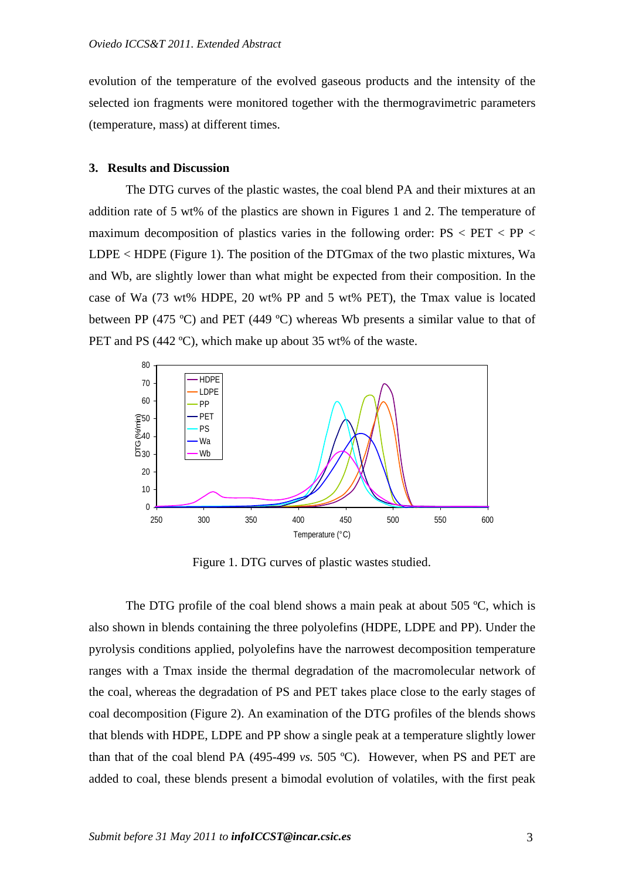evolution of the temperature of the evolved gaseous products and the intensity of the selected ion fragments were monitored together with the thermogravimetric parameters (temperature, mass) at different times.

## 3. Results and Discussion

The DTG curves of the plastic wastes, the coal blend PA and their mixtures at an addition rate of 5 wt% of the plastics are shown in Figures 1 and 2. The temperature of maximum decomposition of plastics varies in the following order: PS < PET < PP < LDPE < HDPE (Figure 1). The position of the DTGmax of the two plastic mixtures, Wa and Wb, are slightly lower than what might be expected from their composition. In the case of Wa (73 wt% HDPE, 20 wt% PP and 5 wt% PET), the Tmax value is located between PP (475 ºC) and PET (449 ºC) whereas Wb presents a similar value to that of PET and PS (442 ºC), which make up about 35 wt% of the waste.

Figure 1. DTG curves of plastic wastes studied.

The DTG profile of the coal blend shows a main peak at about 505 ºC, which is also shown in blends containing the three polyolefins (HDPE, LDPE and PP). Under the pyrolysis conditions applied, polyolefins have the narrowest decomposition temperature ranges with a Tmax inside the thermal degradation of the macromolecular network of the coal, whereas the degradation of PS and PET takes place close to the early stages of coal decomposition (Figure 2). An examination of the DTG profiles of the blends shows that blends with HDPE, LDPE and PP show a single peak at a temperature slightly lower than that of the coal blend PA (495-499 *vs.* 505 ºC). However, when PS and PET are added to coal, these blends present a bimodal evolution of volatiles, with the first peak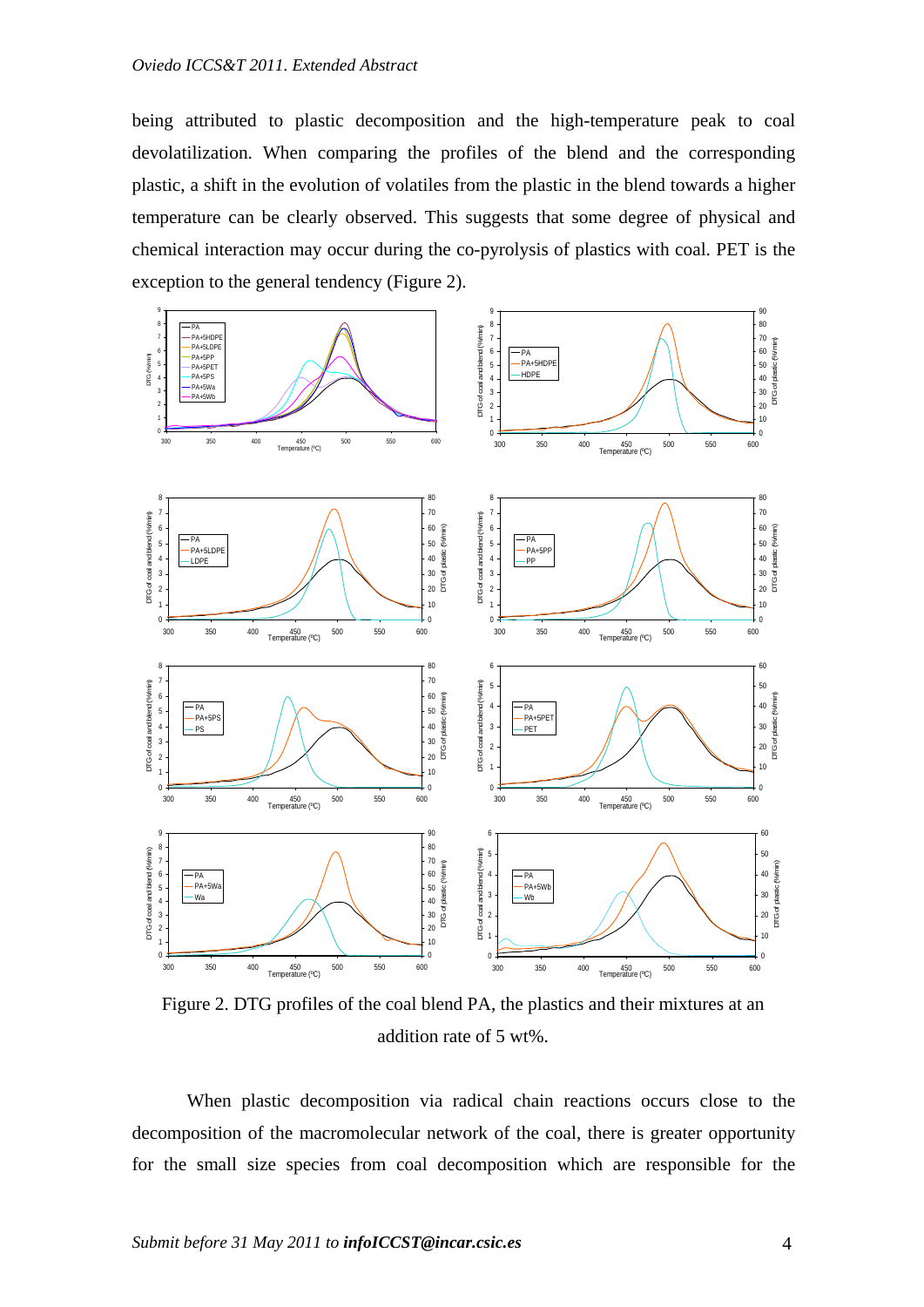being attributed to plastic decomposition and the high-temperature peak to coal devolatilization. When comparing the profiles of the blend and the corresponding plastic, a shift in the evolution of volatiles from the plastic in the blend towards a higher temperature can be clearly observed. This suggests that some degree of physical and chemical interaction may occur during the co-pyrolysis of plastics with coal. PET is the exception to the general tendency (Figure 2).

Figure 2. DTG profiles of the coal blend PA, the plastics and their mixtures at an addition rate of 5 wt%.

When plastic decomposition via radical chain reactions occurs close to the decomposition of the macromolecular network of the coal, there is greater opportunity for the small size species from coal decomposition which are responsible for the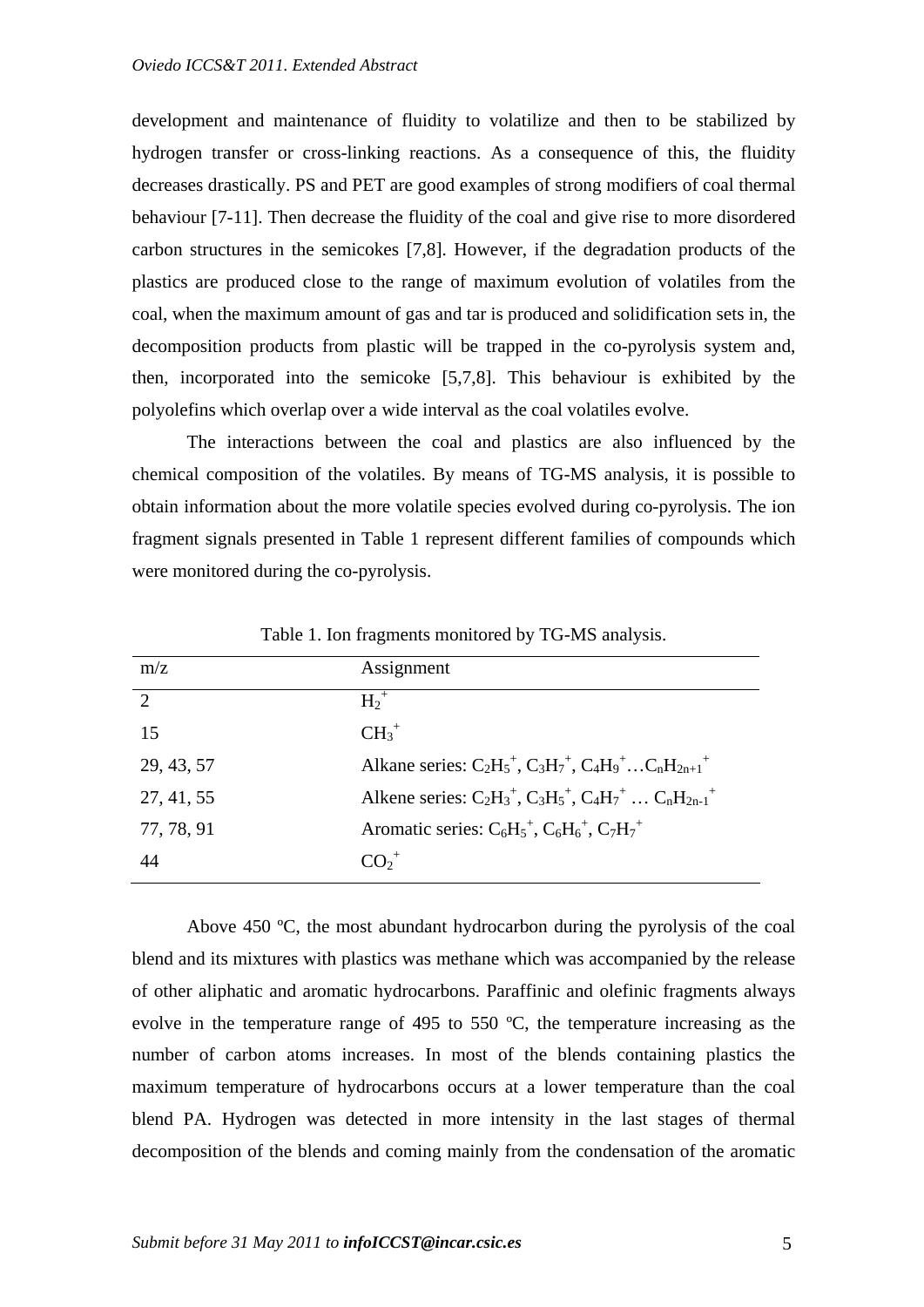development and maintenance of fluidity to volatilize and then to be stabilized by hydrogen transfer or cross-linking reactions. As a consequence of this, the fluidity decreases drastically. PS and PET are good examples of strong modifiers of coal thermal behaviour [7-11]. Then decrease the fluidity of the coal and give rise to more disordered carbon structures in the semicokes [7,8]. However, if the degradation products of the plastics are produced close to the range of maximum evolution of volatiles from the coal, when the maximum amount of gas and tar is produced and solidification sets in, the decomposition products from plastic will be trapped in the co-pyrolysis system and, then, incorporated into the semicoke [5,7,8]. This behaviour is exhibited by the polyolefins which overlap over a wide interval as the coal volatiles evolve.

The interactions between the coal and plastics are also influenced by the chemical composition of the volatiles. By means of TG-MS analysis, it is possible to obtain information about the more volatile species evolved during co-pyrolysis. The ion fragment signals presented in Table 1 represent different families of compounds which were monitored during the co-pyrolysis.

Table 1. Ion fragments monitored by TG-MS analysis.

| m/z | Assignment |
| --- | --- |
| 2 | $H_2^+$ |
| 15 | $CH_3^+$ |
| 29, 43, 57 | Alkane series: $C_2H_5^+$, $C_3H_7^+$, $C_4H_9^+ \ldots C_nH_{2n+1}^+$ |
| 27, 41, 55 | Alkene series: $C_2H_3^+$, $C_3H_5^+$, $C_4H_7^+ \ldots C_nH_{2n-1}^+$ |
| 77, 78, 91 | Aromatic series: $C_6H_5^+$, $C_6H_6^+$, $C_7H_7^+$ |
| 44 | $CO_2^+$ |

Above 450 ºC, the most abundant hydrocarbon during the pyrolysis of the coal blend and its mixtures with plastics was methane which was accompanied by the release of other aliphatic and aromatic hydrocarbons. Paraffinic and olefinic fragments always evolve in the temperature range of 495 to 550 ºC, the temperature increasing as the number of carbon atoms increases. In most of the blends containing plastics the maximum temperature of hydrocarbons occurs at a lower temperature than the coal blend PA. Hydrogen was detected in more intensity in the last stages of thermal decomposition of the blends and coming mainly from the condensation of the aromatic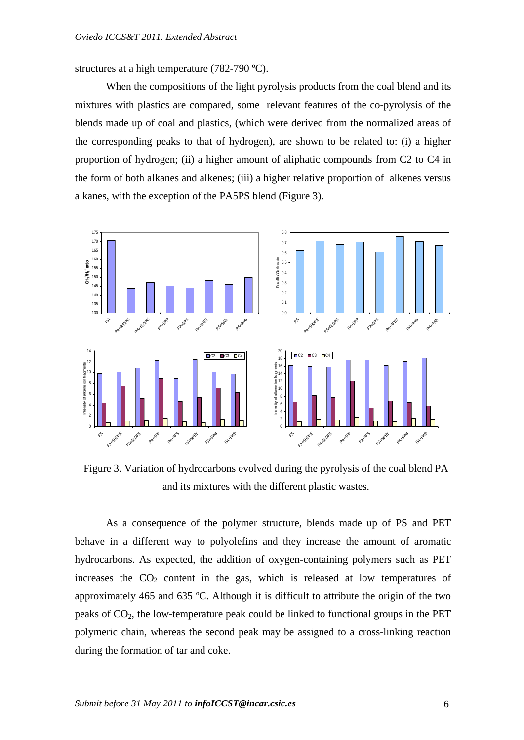structures at a high temperature (782-790 ºC).

When the compositions of the light pyrolysis products from the coal blend and its mixtures with plastics are compared, some relevant features of the co-pyrolysis of the blends made up of coal and plastics, (which were derived from the normalized areas of the corresponding peaks to that of hydrogen), are shown to be related to: (i) a higher proportion of hydrogen; (ii) a higher amount of aliphatic compounds from C2 to C4 in the form of both alkanes and alkenes; (iii) a higher relative proportion of alkenes versus alkanes, with the exception of the PA5PS blend (Figure 3).

Figure 3. Variation of hydrocarbons evolved during the pyrolysis of the coal blend PA and its mixtures with the different plastic wastes.

As a consequence of the polymer structure, blends made up of PS and PET behave in a different way to polyolefins and they increase the amount of aromatic hydrocarbons. As expected, the addition of oxygen-containing polymers such as PET increases the $CO_2$ content in the gas, which is released at low temperatures of approximately 465 and 635 ºC. Although it is difficult to attribute the origin of the two peaks of $CO_2$, the low-temperature peak could be linked to functional groups in the PET polymeric chain, whereas the second peak may be assigned to a cross-linking reaction during the formation of tar and coke.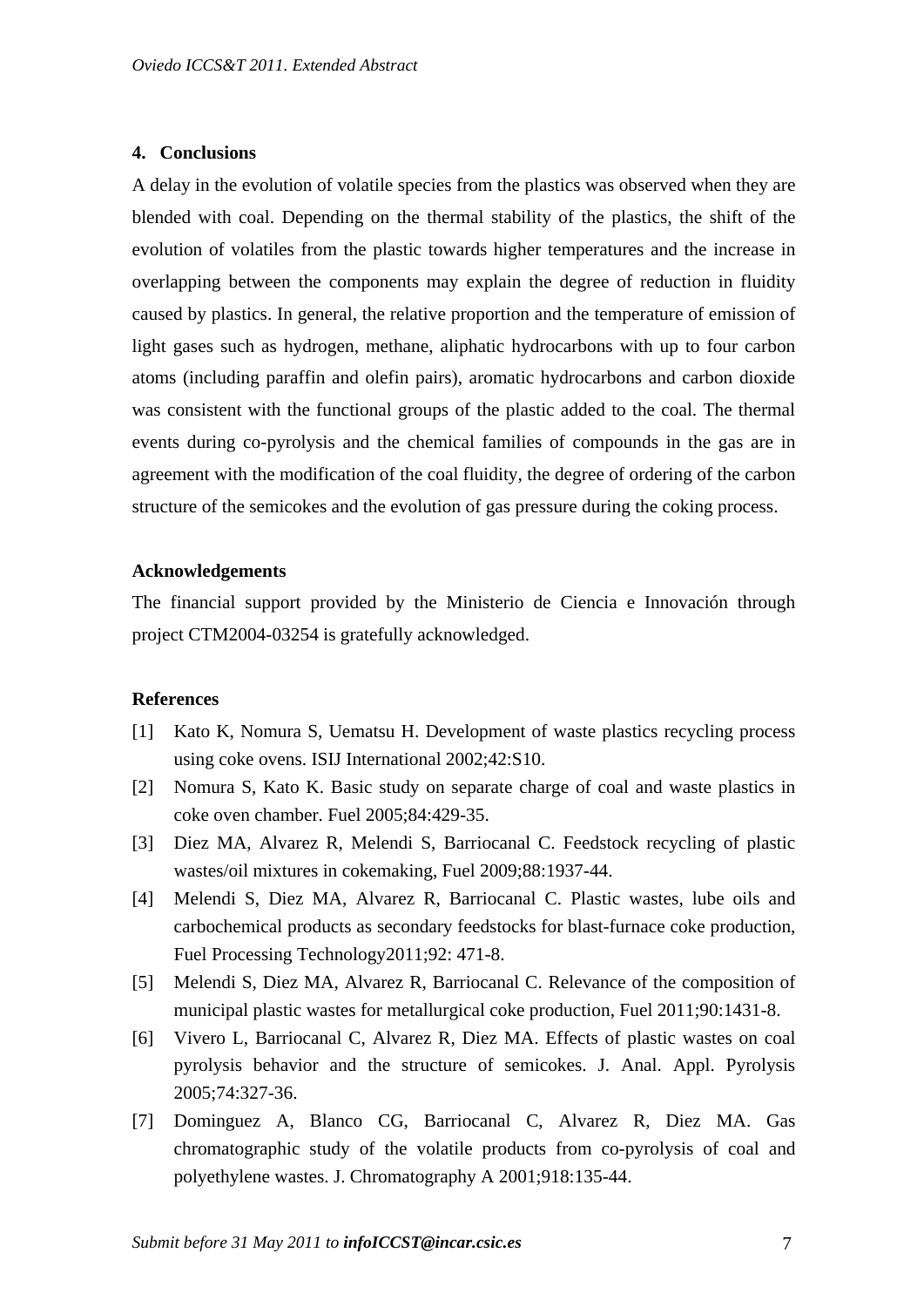## 4. Conclusions

A delay in the evolution of volatile species from the plastics was observed when they are blended with coal. Depending on the thermal stability of the plastics, the shift of the evolution of volatiles from the plastic towards higher temperatures and the increase in overlapping between the components may explain the degree of reduction in fluidity caused by plastics. In general, the relative proportion and the temperature of emission of light gases such as hydrogen, methane, aliphatic hydrocarbons with up to four carbon atoms (including paraffin and olefin pairs), aromatic hydrocarbons and carbon dioxide was consistent with the functional groups of the plastic added to the coal. The thermal events during co-pyrolysis and the chemical families of compounds in the gas are in agreement with the modification of the coal fluidity, the degree of ordering of the carbon structure of the semicokes and the evolution of gas pressure during the coking process.

## Acknowledgements

The financial support provided by the Ministerio de Ciencia e Innovación through project CTM2004-03254 is gratefully acknowledged.

## References

[1] Kato K, Nomura S, Uematsu H. Development of waste plastics recycling process using coke ovens. ISIJ International 2002;42:S10.

[2] Nomura S, Kato K. Basic study on separate charge of coal and waste plastics in coke oven chamber. Fuel 2005;84:429-35.

[3] Diez MA, Alvarez R, Melendi S, Barriocanal C. Feedstock recycling of plastic wastes/oil mixtures in cokemaking, Fuel 2009;88:1937-44.

[4] Melendi S, Diez MA, Alvarez R, Barriocanal C. Plastic wastes, lube oils and carbochemical products as secondary feedstocks for blast-furnace coke production, Fuel Processing Technology2011;92: 471-8.

[5] Melendi S, Diez MA, Alvarez R, Barriocanal C. Relevance of the composition of municipal plastic wastes for metallurgical coke production, Fuel 2011;90:1431-8.

[6] Vivero L, Barriocanal C, Alvarez R, Diez MA. Effects of plastic wastes on coal pyrolysis behavior and the structure of semicokes. J. Anal. Appl. Pyrolysis 2005;74:327-36.

[7] Dominguez A, Blanco CG, Barriocanal C, Alvarez R, Diez MA. Gas chromatographic study of the volatile products from co-pyrolysis of coal and polyethylene wastes. J. Chromatography A 2001;918:135-44.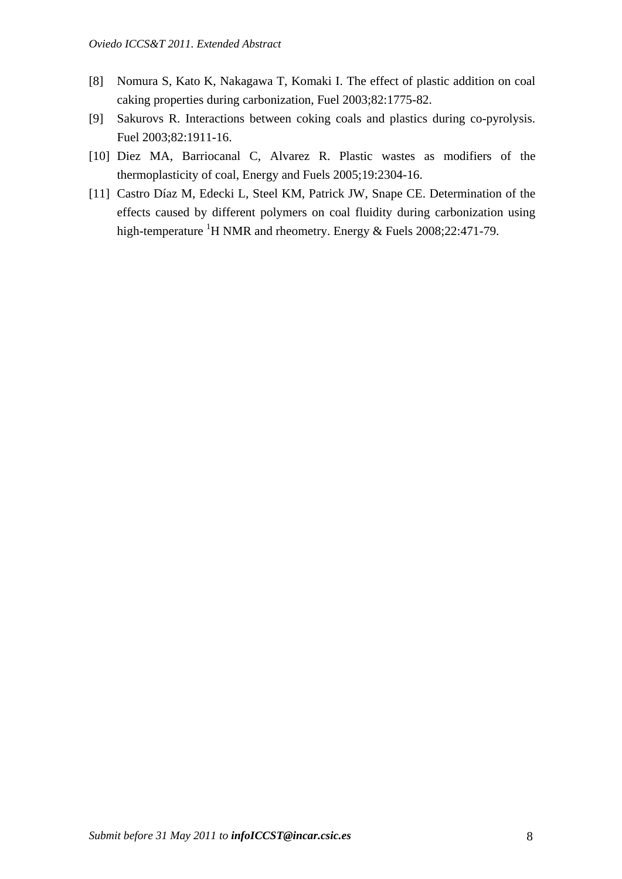[8] Nomura S, Kato K, Nakagawa T, Komaki I. The effect of plastic addition on coal caking properties during carbonization, Fuel 2003;82:1775-82.

[9] Sakurovs R. Interactions between coking coals and plastics during co-pyrolysis. Fuel 2003;82:1911-16.

[10] Diez MA, Barriocanal C, Alvarez R. Plastic wastes as modifiers of the thermoplasticity of coal, Energy and Fuels 2005;19:2304-16.

[11] Castro Díaz M, Edecki L, Steel KM, Patrick JW, Snape CE. Determination of the effects caused by different polymers on coal fluidity during carbonization using high-temperature $^{1}$H NMR and rheometry. Energy & Fuels 2008;22:471-79.